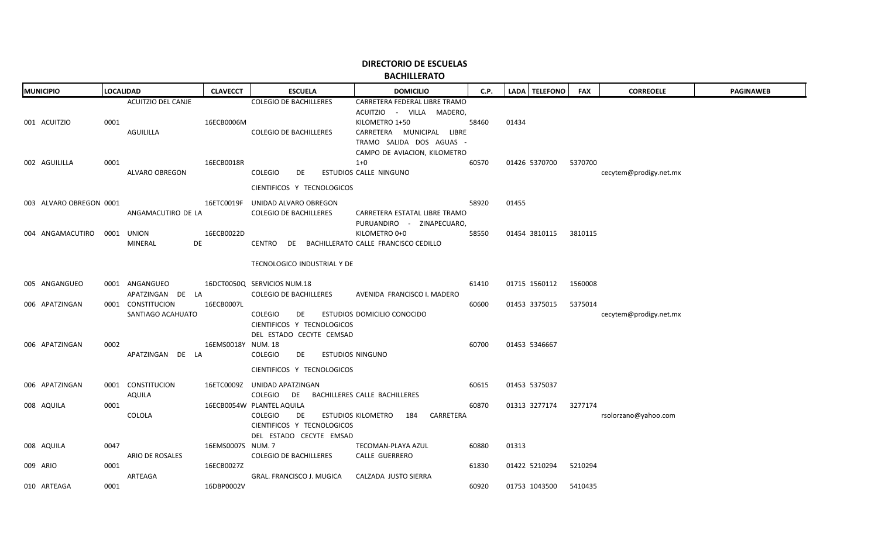# DIRECTORIO DE ESCUELAS

## BACHILLERATO

| MUNICIPIO | LOCALIDAD | | CLAVECCT | ESCUELA | DOMICILIO | C.P. | LADA | TELEFONO | FAX | CORREOELE | PAGINAWEB |
|---|---|---|---|---|---|---|---|---|---|---|---|
| 001 ACUITZIO | 0001 | ACUITZIO DEL CANJE | 16ECB0006M | COLEGIO DE BACHILLERES | CARRETERA FEDERAL LIBRE TRAMO ACUITZIO - VILLA MADERO, KILOMETRO 1+50 | 58460 | 01434 | | | | |
| 002 AGUILILLA | 0001 | AGUILILLA | 16ECB0018R | COLEGIO DE BACHILLERES | CARRETERA MUNICIPAL LIBRE TRAMO SALIDA DOS AGUAS - CAMPO DE AVIACION, KILOMETRO 1+0 | 60570 | 01426 | 5370700 | 5370700 | | |
| 003 ALVARO OBREGON | 0001 | ALVARO OBREGON | 16ETC0019F | COLEGIO DE ESTUDIOS CIENTIFICOS Y TECNOLOGICOS UNIDAD ALVARO OBREGON | CALLE NINGUNO | 58920 | 01455 | | | cecytem@prodigy.net.mx | |
| 004 ANGAMACUTIRO | 0001 | ANGAMACUTIRO DE LA UNION | 16ECB0022D | COLEGIO DE BACHILLERES | CARRETERA ESTATAL LIBRE TRAMO PURUANDIRO - ZINAPECUARO, KILOMETRO 0+0 | 58550 | 01454 | 3810115 | 3810115 | | |
| 005 ANGANGUEO | 0001 | MINERAL DE ANGANGUEO | 16DCT0050Q | CENTRO DE BACHILLERATO TECNOLOGICO INDUSTRIAL Y DE SERVICIOS NUM.18 | CALLE FRANCISCO CEDILLO | 61410 | 01715 | 1560112 | 1560008 | | |
| 006 APATZINGAN | 0001 | APATZINGAN DE LA CONSTITUCION | 16ECB0007L | COLEGIO DE BACHILLERES | AVENIDA FRANCISCO I. MADERO | 60600 | 01453 | 3375015 | 5375014 | | |
| 006 APATZINGAN | 0002 | SANTIAGO ACAHUATO | 16EMS0018Y | COLEGIO DE ESTUDIOS CIENTIFICOS Y TECNOLOGICOS DEL ESTADO CECYTE CEMSAD NUM. 18 | DOMICILIO CONOCIDO | 60700 | 01453 | 5346667 | | cecytem@prodigy.net.mx | |
| 006 APATZINGAN | 0001 | APATZINGAN DE LA CONSTITUCION | 16ETC0009Z | COLEGIO DE ESTUDIOS CIENTIFICOS Y TECNOLOGICOS UNIDAD APATZINGAN | NINGUNO | 60615 | 01453 | 5375037 | | | |
| 008 AQUILA | 0001 | AQUILA | 16ECB0054W | COLEGIO DE BACHILLERES PLANTEL AQUILA | CALLE BACHILLERES | 60870 | 01313 | 3277174 | 3277174 | | |
| 008 AQUILA | 0047 | COLOLA | 16EMS0007S | COLEGIO DE ESTUDIOS CIENTIFICOS Y TECNOLOGICOS DEL ESTADO CECYTE EMSAD NUM. 7 | KILOMETRO 184 CARRETERA TECOMAN-PLAYA AZUL | 60880 | 01313 | | | rsolorzano@yahoo.com | |
| 009 ARIO | 0001 | ARIO DE ROSALES | 16ECB0027Z | COLEGIO DE BACHILLERES | CALLE GUERRERO | 61830 | 01422 | 5210294 | 5210294 | | |
| 010 ARTEAGA | 0001 | ARTEAGA | 16DBP0002V | GRAL. FRANCISCO J. MUGICA | CALZADA JUSTO SIERRA | 60920 | 01753 | 1043500 | 5410435 | | |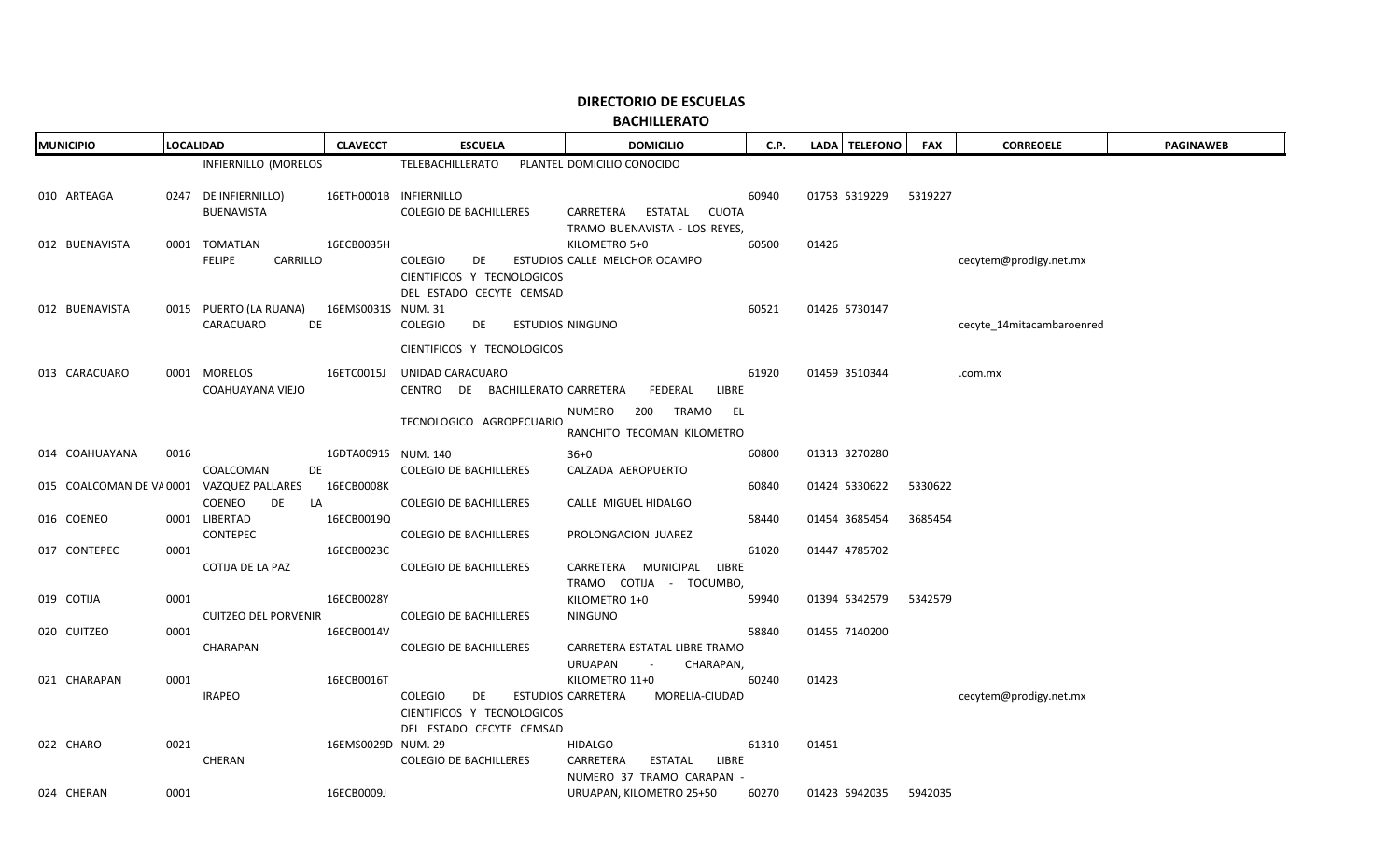# DIRECTORIO DE ESCUELAS

## BACHILLERATO

| MUNICIPIO | LOCALIDAD | | CLAVECCT | ESCUELA | DOMICILIO | C.P. | LADA | TELEFONO | FAX | CORREOELE | PAGINAWEB |
|---|---|---|---|---|---|---|---|---|---|---|---|
| 010 ARTEAGA | 0247 | INFIERNILLO (MORELOS DE INFIERNILLO) | 16ETH0001B | TELEBACHILLERATO INFIERNILLO | PLANTEL DOMICILIO CONOCIDO | 60940 | 01753 | 5319229 | 5319227 | | |
| 012 BUENAVISTA | 0001 | BUENAVISTA TOMATLAN | 16ECB0035H | COLEGIO DE BACHILLERES | CARRETERA ESTATAL CUOTA TRAMO BUENAVISTA - LOS REYES, KILOMETRO 5+0 | 60500 | 01426 | | | | |
| 012 BUENAVISTA | 0015 | FELIPE CARRILLO PUERTO (LA RUANA) | 16EMS0031S | COLEGIO DE ESTUDIOS CIENTIFICOS Y TECNOLOGICOS DEL ESTADO CECYTE CEMSAD NUM. 31 | CALLE MELCHOR OCAMPO | 60521 | 01426 | 5730147 | | cecytem@prodigy.net.mx | |
| 013 CARACUARO | 0001 | CARACUARO DE MORELOS | 16ETC0015J | COLEGIO DE ESTUDIOS CIENTIFICOS Y TECNOLOGICOS UNIDAD CARACUARO | NINGUNO | 61920 | 01459 | 3510344 | | cecyte_14mitacambaroenred .com.mx | |
| 014 COAHUAYANA | 0016 | COAHUAYANA VIEJO | 16DTA0091S | CENTRO DE BACHILLERATO TECNOLOGICO AGROPECUARIO NUM. 140 | CARRETERA FEDERAL LIBRE NUMERO 200 TRAMO EL RANCHITO TECOMAN KILOMETRO 36+0 | 60800 | 01313 | 3270280 | | | |
| 015 COALCOMAN DE VA | 0001 | COALCOMAN DE VAZQUEZ PALLARES | 16ECB0008K | COLEGIO DE BACHILLERES | CALZADA AEROPUERTO | 60840 | 01424 | 5330622 | 5330622 | | |
| 016 COENEO | 0001 | COENEO DE LA LIBERTAD | 16ECB0019Q | COLEGIO DE BACHILLERES | CALLE MIGUEL HIDALGO | 58440 | 01454 | 3685454 | 3685454 | | |
| 017 CONTEPEC | 0001 | CONTEPEC | 16ECB0023C | COLEGIO DE BACHILLERES | PROLONGACION JUAREZ | 61020 | 01447 | 4785702 | | | |
| 019 COTIJA | 0001 | COTIJA DE LA PAZ | 16ECB0028Y | COLEGIO DE BACHILLERES | CARRETERA MUNICIPAL LIBRE TRAMO COTIJA - TOCUMBO, KILOMETRO 1+0 | 59940 | 01394 | 5342579 | 5342579 | | |
| 020 CUITZEO | 0001 | CUITZEO DEL PORVENIR | 16ECB0014V | COLEGIO DE BACHILLERES | NINGUNO | 58840 | 01455 | 7140200 | | | |
| 021 CHARAPAN | 0001 | CHARAPAN | 16ECB0016T | COLEGIO DE BACHILLERES | CARRETERA ESTATAL LIBRE TRAMO URUAPAN - CHARAPAN, KILOMETRO 11+0 | 60240 | 01423 | | | | |
| 022 CHARO | 0021 | IRAPEO | 16EMS0029D | COLEGIO DE ESTUDIOS CIENTIFICOS Y TECNOLOGICOS DEL ESTADO CECYTE CEMSAD NUM. 29 | CARRETERA MORELIA-CIUDAD HIDALGO | 61310 | 01451 | | | cecytem@prodigy.net.mx | |
| 024 CHERAN | 0001 | CHERAN | 16ECB0009J | COLEGIO DE BACHILLERES | CARRETERA ESTATAL LIBRE NUMERO 37 TRAMO CARAPAN - URUAPAN, KILOMETRO 25+50 | 60270 | 01423 | 5942035 | 5942035 | | |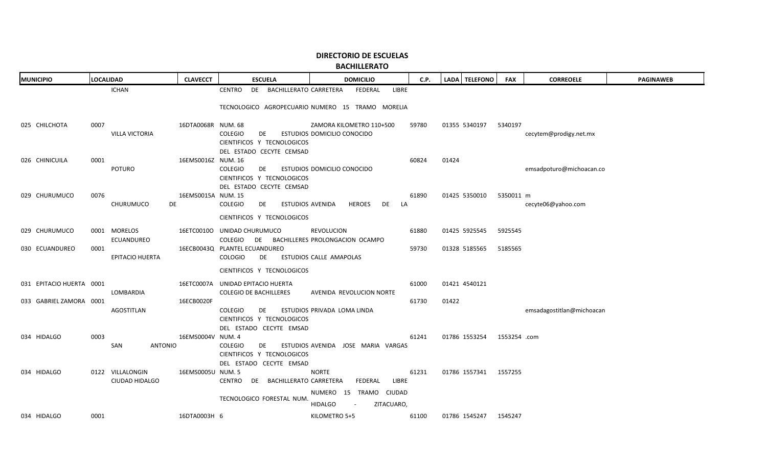# DIRECTORIO DE ESCUELAS

## BACHILLERATO

| MUNICIPIO | LOCALIDAD | | CLAVECCT | ESCUELA | DOMICILIO | C.P. | LADA | TELEFONO | FAX | CORREOELE | PAGINAWEB |
|---|---|---|---|---|---|---|---|---|---|---|---|
| | | ICHAN | | CENTRO DE BACHILLERATO TECNOLOGICO AGROPECUARIO NUMERO 15 | CARRETERA FEDERAL LIBRE TRAMO MORELIA | | | | | | |
| 025 CHILCHOTA | 0007 | VILLA VICTORIA | 16DTA0068R | NUM. 68<br>COLEGIO DE ESTUDIOS CIENTIFICOS Y TECNOLOGICOS DEL ESTADO CECYTE CEMSAD | ZAMORA KILOMETRO 110+500<br>DOMICILIO CONOCIDO | 59780 | 01355 | 5340197 | 5340197 | cecytem@prodigy.net.mx | |
| 026 CHINICUILA | 0001 | POTURO | 16EMS0016Z | NUM. 16<br>COLEGIO DE ESTUDIOS CIENTIFICOS Y TECNOLOGICOS DEL ESTADO CECYTE CEMSAD | DOMICILIO CONOCIDO | 60824 | 01424 | | | emsadpoturo@michoacan.co | |
| 029 CHURUMUCO | 0076 | CHURUMUCO DE | 16EMS0015A | NUM. 15<br>COLEGIO DE ESTUDIOS CIENTIFICOS Y TECNOLOGICOS | AVENIDA HEROES DE LA | 61890 | 01425 | 5350010 | 5350011 m | cecyte06@yahoo.com | |
| 029 CHURUMUCO | 0001 | MORELOS<br>ECUANDUREO | 16ETC0010O | UNIDAD CHURUMUCO<br>COLEGIO DE BACHILLERES | REVOLUCION<br>PROLONGACION OCAMPO | 61880 | 01425 | 5925545 | 5925545 | | |
| 030 ECUANDUREO | 0001 | EPITACIO HUERTA | 16ECB0043Q | PLANTEL ECUANDUREO<br>COLOGIO DE ESTUDIOS CIENTIFICOS Y TECNOLOGICOS | CALLE AMAPOLAS | 59730 | 01328 | 5185565 | 5185565 | | |
| 031 EPITACIO HUERTA | 0001 | LOMBARDIA | 16ETC0007A | UNIDAD EPITACIO HUERTA<br>COLEGIO DE BACHILLERES | AVENIDA REVOLUCION NORTE | 61000 | 01421 | 4540121 | | | |
| 033 GABRIEL ZAMORA | 0001 | AGOSTITLAN | 16ECB0020F | COLEGIO DE ESTUDIOS CIENTIFICOS Y TECNOLOGICOS DEL ESTADO CECYTE EMSAD | PRIVADA LOMA LINDA | 61730 | 01422 | | | emsadagostitlan@michoacan | |
| 034 HIDALGO | 0003 | SAN ANTONIO | 16EMS0004V | NUM. 4<br>COLEGIO DE ESTUDIOS CIENTIFICOS Y TECNOLOGICOS DEL ESTADO CECYTE EMSAD | AVENIDA JOSE MARIA VARGAS | 61241 | 01786 | 1553254 | 1553254 | .com | |
| 034 HIDALGO | 0122 | VILLALONGIN<br>CIUDAD HIDALGO | 16EMS0005U | NUM. 5<br>CENTRO DE BACHILLERATO TECNOLOGICO FORESTAL NUM. | NORTE<br>CARRETERA FEDERAL LIBRE NUMERO 15 TRAMO CIUDAD HIDALGO - ZITACUARO, | 61231 | 01786 | 1557341 | 1557255 | | |
| 034 HIDALGO | 0001 | | 16DTA0003H | 6 | KILOMETRO 5+5 | 61100 | 01786 | 1545247 | 1545247 | | |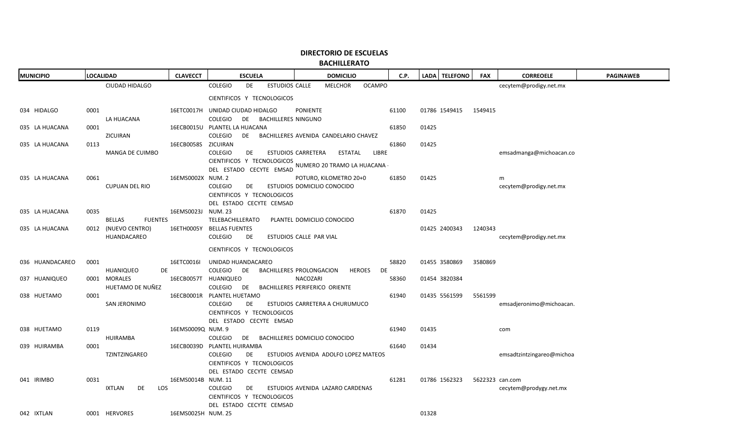# DIRECTORIO DE ESCUELAS

## BACHILLERATO

| MUNICIPIO | LOCALIDAD | | CLAVECCT | ESCUELA | DOMICILIO | C.P. | LADA | TELEFONO | FAX | CORREOELE | PAGINAWEB |
|---|---|---|---|---|---|---|---|---|---|---|---|
| 034 HIDALGO | 0001 | CIUDAD HIDALGO | 16ETC0017H | COLEGIO DE ESTUDIOS CIENTIFICOS Y TECNOLOGICOS UNIDAD CIUDAD HIDALGO | CALLE MELCHOR OCAMPO PONIENTE | 61100 | 01786 | 1549415 | 1549415 | cecytem@prodigy.net.mx | |
| 035 LA HUACANA | 0001 | LA HUACANA | 16ECB0015U | COLEGIO DE BACHILLERES PLANTEL LA HUACANA | NINGUNO | 61850 | 01425 | | | | |
| 035 LA HUACANA | 0113 | ZICUIRAN | 16ECB0058S | COLEGIO DE BACHILLERES ZICUIRAN | AVENIDA CANDELARIO CHAVEZ | 61860 | 01425 | | | | |
| 035 LA HUACANA | 0061 | MANGA DE CUIMBO | 16EMS0002X | COLEGIO DE ESTUDIOS CIENTIFICOS Y TECNOLOGICOS DEL ESTADO CECYTE EMSAD NUM. 2 | CARRETERA ESTATAL LIBRE NUMERO 20 TRAMO LA HUACANA - POTURO, KILOMETRO 20+0 | 61850 | 01425 | | | emsadmanga@michoacan.com | |
| 035 LA HUACANA | 0035 | CUPUAN DEL RIO | 16EMS0023J | COLEGIO DE ESTUDIOS CIENTIFICOS Y TECNOLOGICOS DEL ESTADO CECYTE CEMSAD NUM. 23 | DOMICILIO CONOCIDO | 61870 | 01425 | | | cecytem@prodigy.net.mx | |
| 035 LA HUACANA | 0012 | BELLAS FUENTES (NUEVO CENTRO) | 16ETH0005Y | TELEBACHILLERATO PLANTEL BELLAS FUENTES | DOMICILIO CONOCIDO | | 01425 | 2400343 | 1240343 | | |
| 036 HUANDACAREO | 0001 | HUANDACAREO | 16ETC0016I | COLEGIO DE ESTUDIOS CIENTIFICOS Y TECNOLOGICOS UNIDAD HUANDACAREO | CALLE PAR VIAL | 58820 | 01455 | 3580869 | 3580869 | cecytem@prodigy.net.mx | |
| 037 HUANIQUEO | 0001 | HUANIQUEO DE MORALES | 16ECB0057T | COLEGIO DE BACHILLERES HUANIQUEO | PROLONGACION HEROES DE NACOZARI | 58360 | 01454 | 3820384 | | | |
| 038 HUETAMO | 0001 | HUETAMO DE NUÑEZ | 16ECB0001R | COLEGIO DE BACHILLERES PLANTEL HUETAMO | PERIFERICO ORIENTE | 61940 | 01435 | 5561599 | 5561599 | | |
| 038 HUETAMO | 0119 | SAN JERONIMO | 16EMS0009Q | COLEGIO DE ESTUDIOS CIENTIFICOS Y TECNOLOGICOS DEL ESTADO CECYTE EMSAD NUM. 9 | CARRETERA A CHURUMUCO | 61940 | 01435 | | | emsadjeronimo@michoacan.com | |
| 039 HUIRAMBA | 0001 | HUIRAMBA | 16ECB0039D | COLEGIO DE BACHILLERES PLANTEL HUIRAMBA | DOMICILIO CONOCIDO | 61640 | 01434 | | | | |
| 041 IRIMBO | 0031 | TZINTZINGAREO | 16EMS0014B | COLEGIO DE ESTUDIOS CIENTIFICOS Y TECNOLOGICOS DEL ESTADO CECYTE CEMSAD NUM. 11 | AVENIDA ADOLFO LOPEZ MATEOS | 61281 | 01786 | 1562323 | 5622323 | emsadtzintzingareo@michoacan.com | |
| 042 IXTLAN | 0001 | IXTLAN DE LOS HERVORES | 16EMS0025H | COLEGIO DE ESTUDIOS CIENTIFICOS Y TECNOLOGICOS DEL ESTADO CECYTE CEMSAD NUM. 25 | AVENIDA LAZARO CARDENAS | | 01328 | | | cecytem@prodygy.net.mx | |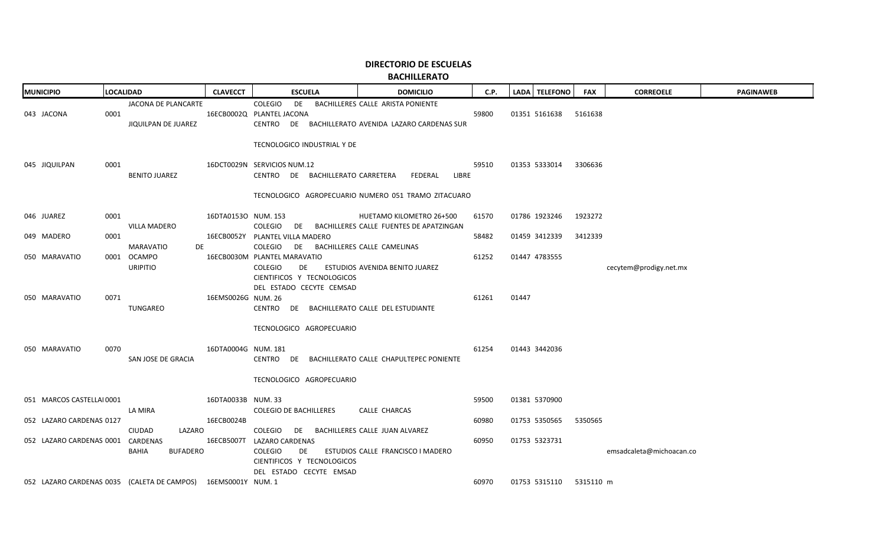# DIRECTORIO DE ESCUELAS

## BACHILLERATO

| MUNICIPIO | LOCALIDAD | | CLAVECCT | ESCUELA | DOMICILIO | C.P. | LADA | TELEFONO | FAX | CORREOELE | PAGINAWEB |
|---|---|---|---|---|---|---|---|---|---|---|---|
| 043 JACONA | 0001 | JACONA DE PLANCARTE | 16ECB0002Q | COLEGIO DE BACHILLERES PLANTEL JACONA | CALLE ARISTA PONIENTE | 59800 | 01351 | 5161638 | 5161638 | | |
| 045 JIQUILPAN | 0001 | JIQUILPAN DE JUAREZ | 16DCT0029N | CENTRO DE BACHILLERATO TECNOLOGICO INDUSTRIAL Y DE SERVICIOS NUM.12 | AVENIDA LAZARO CARDENAS SUR | 59510 | 01353 | 5333014 | 3306636 | | |
| 046 JUAREZ | 0001 | BENITO JUAREZ | 16DTA0153O | CENTRO DE BACHILLERATO TECNOLOGICO AGROPECUARIO NUM. 153 | CARRETERA FEDERAL LIBRE NUMERO 051 TRAMO ZITACUARO HUETAMO KILOMETRO 26+500 | 61570 | 01786 | 1923246 | 1923272 | | |
| 049 MADERO | 0001 | VILLA MADERO | 16ECB0052Y | COLEGIO DE BACHILLERES PLANTEL VILLA MADERO | CALLE FUENTES DE APATZINGAN | 58482 | 01459 | 3412339 | 3412339 | | |
| 050 MARAVATIO | 0001 | MARAVATIO DE OCAMPO | 16ECB0030M | COLEGIO DE BACHILLERES PLANTEL MARAVATIO | CALLE CAMELINAS | 61252 | 01447 | 4783555 | | | |
| 050 MARAVATIO | 0071 | URIPITIO | 16EMS0026G | COLEGIO DE ESTUDIOS CIENTIFICOS Y TECNOLOGICOS DEL ESTADO CECYTE CEMSAD NUM. 26 | AVENIDA BENITO JUAREZ | 61261 | 01447 | | | cecytem@prodigy.net.mx | |
| 050 MARAVATIO | 0070 | TUNGAREO | 16DTA0004G | CENTRO DE BACHILLERATO TECNOLOGICO AGROPECUARIO NUM. 181 | CALLE DEL ESTUDIANTE | 61254 | 01443 | 3442036 | | | |
| 051 MARCOS CASTELLAI | 0001 | SAN JOSE DE GRACIA | 16DTA0033B | CENTRO DE BACHILLERATO TECNOLOGICO AGROPECUARIO NUM. 33 | CALLE CHAPULTEPEC PONIENTE | 59500 | 01381 | 5370900 | | | |
| 052 LAZARO CARDENAS | 0127 | LA MIRA | 16ECB0024B | COLEGIO DE BACHILLERES | CALLE CHARCAS | 60980 | 01753 | 5350565 | 5350565 | | |
| 052 LAZARO CARDENAS | 0001 | CIUDAD LAZARO CARDENAS | 16ECB5007T | COLEGIO DE BACHILLERES LAZARO CARDENAS | CALLE JUAN ALVAREZ | 60950 | 01753 | 5323731 | | | |
| 052 LAZARO CARDENAS | 0035 | BAHIA BUFADERO (CALETA DE CAMPOS) | 16EMS0001Y | COLEGIO DE ESTUDIOS CIENTIFICOS Y TECNOLOGICOS DEL ESTADO CECYTE EMSAD NUM. 1 | CALLE FRANCISCO I MADERO | 60970 | 01753 | 5315110 | 5315110 | emsadcaleta@michoacan.com | |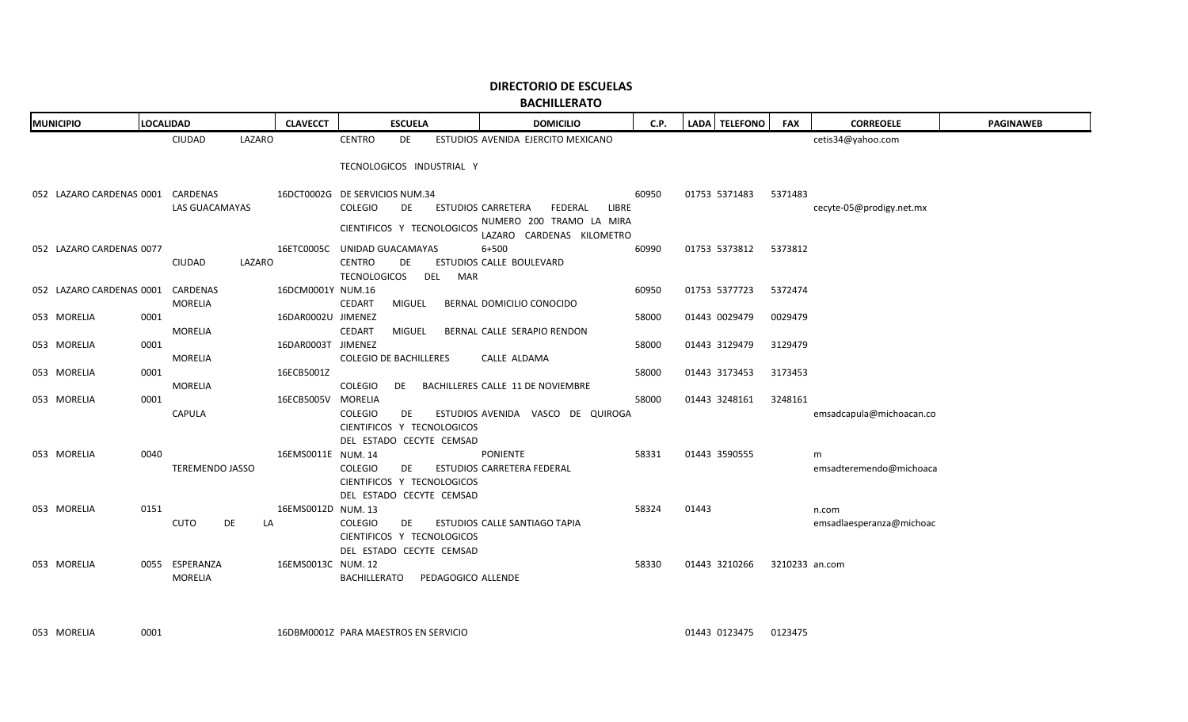# DIRECTORIO DE ESCUELAS

## BACHILLERATO

| MUNICIPIO | LOCALIDAD | | CLAVECCT | ESCUELA | DOMICILIO | C.P. | LADA | TELEFONO | FAX | CORREOELE | PAGINAWEB |
|---|---|---|---|---|---|---|---|---|---|---|---|
| 052 LAZARO CARDENAS | 0001 | CIUDAD LAZARO CARDENAS | 16DCT0002G | CENTRO DE ESTUDIOS TECNOLOGICOS INDUSTRIAL Y DE SERVICIOS NUM.34 | AVENIDA EJERCITO MEXICANO | 60950 | 01753 | 5371483 | 5371483 | cetis34@yahoo.com | |
| 052 LAZARO CARDENAS | 0077 | LAS GUACAMAYAS | 16ETC0005C | COLEGIO DE ESTUDIOS CIENTIFICOS Y TECNOLOGICOS UNIDAD GUACAMAYAS | CARRETERA FEDERAL LIBRE NUMERO 200 TRAMO LA MIRA LAZARO CARDENAS KILOMETRO 6+500 | 60990 | 01753 | 5373812 | 5373812 | cecyte-05@prodigy.net.mx | |
| 052 LAZARO CARDENAS | 0001 | CIUDAD LAZARO CARDENAS | 16DCM0001Y | CENTRO DE ESTUDIOS TECNOLOGICOS DEL MAR NUM.16 | CALLE BOULEVARD | 60950 | 01753 | 5377723 | 5372474 | | |
| 053 MORELIA | 0001 | MORELIA | 16DAR0002U | CEDART MIGUEL BERNAL JIMENEZ | DOMICILIO CONOCIDO | 58000 | 01443 | 0029479 | 0029479 | | |
| 053 MORELIA | 0001 | MORELIA | 16DAR0003T | CEDART MIGUEL BERNAL JIMENEZ | CALLE SERAPIO RENDON | 58000 | 01443 | 3129479 | 3129479 | | |
| 053 MORELIA | 0001 | MORELIA | 16ECB5001Z | COLEGIO DE BACHILLERES | CALLE ALDAMA | 58000 | 01443 | 3173453 | 3173453 | | |
| 053 MORELIA | 0001 | MORELIA | 16ECB5005V | COLEGIO DE BACHILLERES MORELIA | CALLE 11 DE NOVIEMBRE | 58000 | 01443 | 3248161 | 3248161 | | |
| 053 MORELIA | 0040 | CAPULA | 16EMS0011E | COLEGIO DE ESTUDIOS CIENTIFICOS Y TECNOLOGICOS DEL ESTADO CECYTE CEMSAD NUM. 14 | AVENIDA VASCO DE QUIROGA PONIENTE | 58331 | 01443 | 3590555 | | emsadcapula@michoacan.com | |
| 053 MORELIA | 0151 | TEREMENDO JASSO | 16EMS0012D | COLEGIO DE ESTUDIOS CIENTIFICOS Y TECNOLOGICOS DEL ESTADO CECYTE CEMSAD NUM. 13 | CARRETERA FEDERAL | 58324 | 01443 | | | emsadteremendo@michoacan.com | |
| 053 MORELIA | 0055 | CUTO DE LA ESPERANZA | 16EMS0013C | COLEGIO DE ESTUDIOS CIENTIFICOS Y TECNOLOGICOS DEL ESTADO CECYTE CEMSAD NUM. 12 | CALLE SANTIAGO TAPIA | 58330 | 01443 | 3210266 | 3210233 | emsadlaesperanza@michoacan.com | |
| 053 MORELIA | 0001 | MORELIA | 16DBM0001Z | BACHILLERATO PEDAGOGICO PARA MAESTROS EN SERVICIO | ALLENDE | | 01443 | 0123475 | 0123475 | | |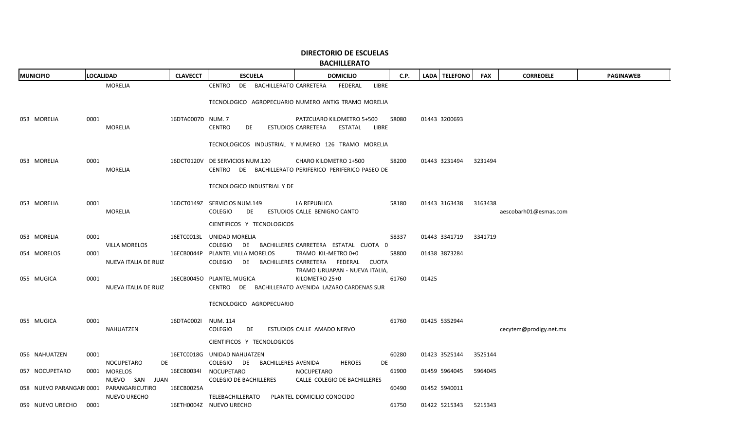# DIRECTORIO DE ESCUELAS

## BACHILLERATO

| MUNICIPIO | LOCALIDAD | CLAVECCT | ESCUELA | DOMICILIO | C.P. | LADA | TELEFONO | FAX | CORREOELE | PAGINAWEB |
|---|---|---|---|---|---|---|---|---|---|---|
| 053 MORELIA | 0001 MORELIA | 16DTA0007D | CENTRO DE BACHILLERATO TECNOLOGICO AGROPECUARIO NUM. 7 | CARRETERA FEDERAL LIBRE NUMERO ANTIG TRAMO MORELIA PATZCUARO KILOMETRO 5+500 | 58080 | 01443 | 3200693 | | | |
| 053 MORELIA | 0001 MORELIA | 16DCT0120V | CENTRO DE ESTUDIOS TECNOLOGICOS INDUSTRIAL Y DE SERVICIOS NUM.120 | CARRETERA ESTATAL LIBRE NUMERO 126 TRAMO MORELIA CHARO KILOMETRO 1+500 | 58200 | 01443 | 3231494 | 3231494 | | |
| 053 MORELIA | 0001 MORELIA | 16DCT0149Z | CENTRO DE BACHILLERATO TECNOLOGICO INDUSTRIAL Y DE SERVICIOS NUM.149 | PERIFERICO PERIFERICO PASEO DE LA REPUBLICA | 58180 | 01443 | 3163438 | 3163438 | | |
| 053 MORELIA | 0001 MORELIA | 16ETC0013L | COLEGIO DE ESTUDIOS CIENTIFICOS Y TECNOLOGICOS UNIDAD MORELIA | CALLE BENIGNO CANTO | 58337 | 01443 | 3341719 | 3341719 | aescobarh01@esmas.com | |
| 054 MORELOS | 0001 VILLA MORELOS | 16ECB0044P | COLEGIO DE BACHILLERES PLANTEL VILLA MORELOS | CARRETERA ESTATAL CUOTA 0 TRAMO KIL-METRO 0+0 | 58800 | 01438 | 3873284 | | | |
| 055 MUGICA | 0001 NUEVA ITALIA DE RUIZ | 16ECB0045O | COLEGIO DE BACHILLERES PLANTEL MUGICA | CARRETERA FEDERAL CUOTA TRAMO URUAPAN - NUEVA ITALIA, KILOMETRO 25+0 | 61760 | 01425 | | | | |
| 055 MUGICA | 0001 NUEVA ITALIA DE RUIZ | 16DTA0002I | CENTRO DE BACHILLERATO TECNOLOGICO AGROPECUARIO NUM. 114 | AVENIDA LAZARO CARDENAS SUR | 61760 | 01425 | 5352944 | | | |
| 056 NAHUATZEN | 0001 NAHUATZEN | 16ETC0018G | COLEGIO DE ESTUDIOS CIENTIFICOS Y TECNOLOGICOS UNIDAD NAHUATZEN | CALLE AMADO NERVO | 60280 | 01423 | 3525144 | 3525144 | cecytem@prodigy.net.mx | |
| 057 NOCUPETARO | 0001 NOCUPETARO DE MORELOS | 16ECB0034I | COLEGIO DE BACHILLERES NOCUPETARO | AVENIDA HEROES DE NOCUPETARO | 61900 | 01459 | 5964045 | 5964045 | | |
| 058 NUEVO PARANGARI | 0001 NUEVO SAN JUAN PARANGARICUTIRO | 16ECB0025A | COLEGIO DE BACHILLERES | CALLE COLEGIO DE BACHILLERES | 60490 | 01452 | 5940011 | | | |
| 059 NUEVO URECHO | 0001 NUEVO URECHO | 16ETH0004Z | TELEBACHILLERATO PLANTEL NUEVO URECHO | DOMICILIO CONOCIDO | 61750 | 01422 | 5215343 | 5215343 | | |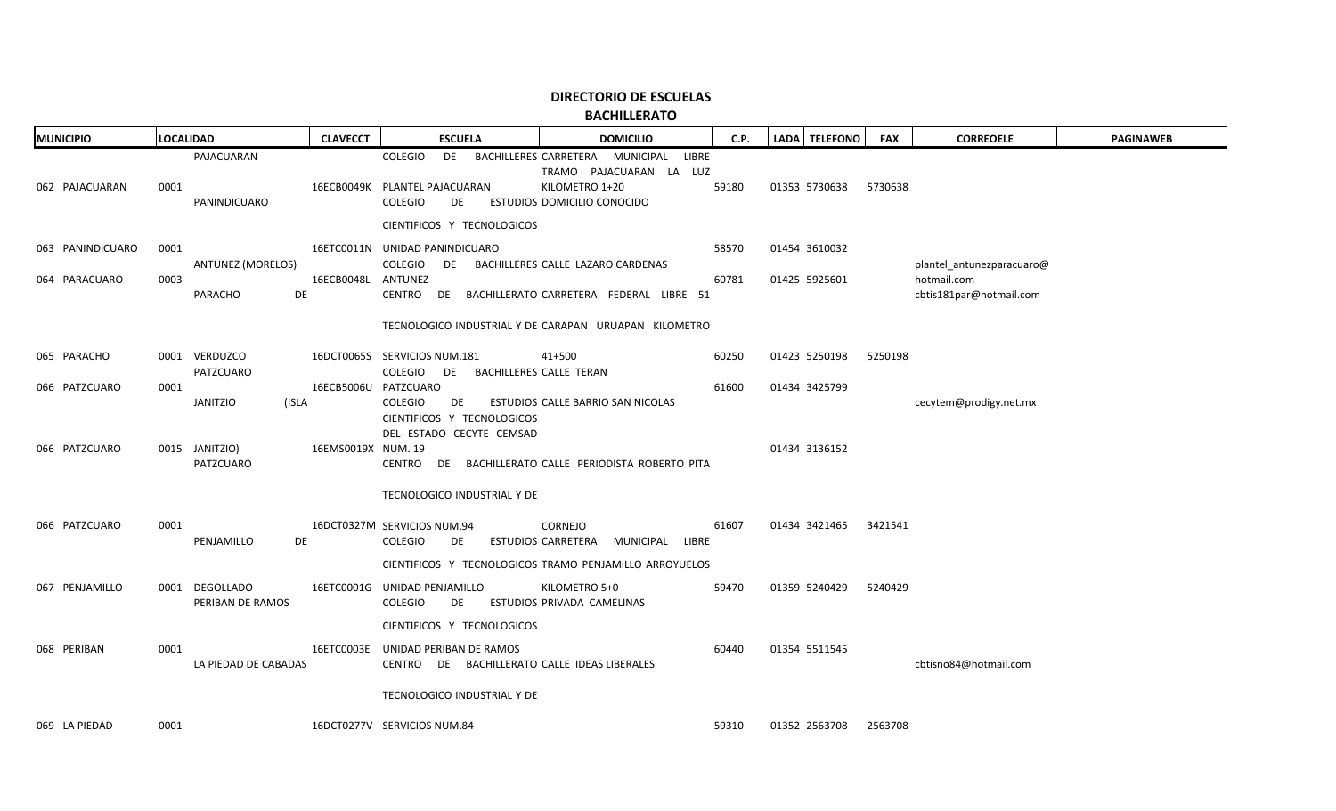# DIRECTORIO DE ESCUELAS

## BACHILLERATO

| MUNICIPIO | LOCALIDAD | CLAVECCT | ESCUELA | DOMICILIO | C.P. | LADA | TELEFONO | FAX | CORREOELE | PAGINAWEB |
|---|---|---|---|---|---|---|---|---|---|---|
| 062 PAJACUARAN | 0001 PAJACUARAN | 16ECB0049K | COLEGIO DE BACHILLERES PLANTEL PAJACUARAN | CARRETERA MUNICIPAL LIBRE TRAMO PAJACUARAN LA LUZ KILOMETRO 1+20 | 59180 | 01353 | 5730638 | 5730638 | | |
| 063 PANINDICUARO | 0001 PANINDICUARO | 16ETC0011N | COLEGIO DE ESTUDIOS CIENTIFICOS Y TECNOLOGICOS UNIDAD PANINDICUARO | DOMICILIO CONOCIDO | 58570 | 01454 | 3610032 | | | |
| 064 PARACUARO | 0003 ANTUNEZ (MORELOS) | 16ECB0048L | COLEGIO DE BACHILLERES ANTUNEZ | CALLE LAZARO CARDENAS | 60781 | 01425 | 5925601 | | plantel_antunezparacuaro@hotmail.com | |
| 065 PARACHO | 0001 PARACHO DE VERDUZCO | 16DCT0065S | CENTRO DE BACHILLERATO TECNOLOGICO INDUSTRIAL Y DE SERVICIOS NUM.181 | CARRETERA FEDERAL LIBRE 51 DE CARAPAN URUAPAN KILOMETRO 41+500 | 60250 | 01423 | 5250198 | 5250198 | cbtis181par@hotmail.com | |
| 066 PATZCUARO | 0001 PATZCUARO | 16ECB5006U | COLEGIO DE BACHILLERES PATZCUARO | CALLE TERAN | 61600 | 01434 | 3425799 | | | |
| 066 PATZCUARO | 0015 JANITZIO (ISLA JANITZIO) | 16EMS0019X | COLEGIO DE ESTUDIOS CIENTIFICOS Y TECNOLOGICOS DEL ESTADO CECYTE CEMSAD NUM. 19 | CALLE BARRIO SAN NICOLAS | | 01434 | 3136152 | | cecytem@prodigy.net.mx | |
| 066 PATZCUARO | 0001 PATZCUARO | 16DCT0327M | CENTRO DE BACHILLERATO TECNOLOGICO INDUSTRIAL Y DE SERVICIOS NUM.94 | CALLE PERIODISTA ROBERTO PITA CORNEJO | 61607 | 01434 | 3421465 | 3421541 | | |
| 067 PENJAMILLO | 0001 PENJAMILLO DE DEGOLLADO | 16ETC0001G | COLEGIO DE ESTUDIOS CIENTIFICOS Y TECNOLOGICOS UNIDAD PENJAMILLO | CARRETERA MUNICIPAL LIBRE TRAMO PENJAMILLO ARROYUELOS KILOMETRO 5+0 | 59470 | 01359 | 5240429 | 5240429 | | |
| 068 PERIBAN | 0001 PERIBAN DE RAMOS | 16ETC0003E | COLEGIO DE ESTUDIOS CIENTIFICOS Y TECNOLOGICOS UNIDAD PERIBAN DE RAMOS | PRIVADA CAMELINAS | 60440 | 01354 | 5511545 | | | |
| 069 LA PIEDAD | 0001 LA PIEDAD DE CABADAS | 16DCT0277V | CENTRO DE BACHILLERATO TECNOLOGICO INDUSTRIAL Y DE SERVICIOS NUM.84 | CALLE IDEAS LIBERALES | 59310 | 01352 | 2563708 | 2563708 | cbtisno84@hotmail.com | |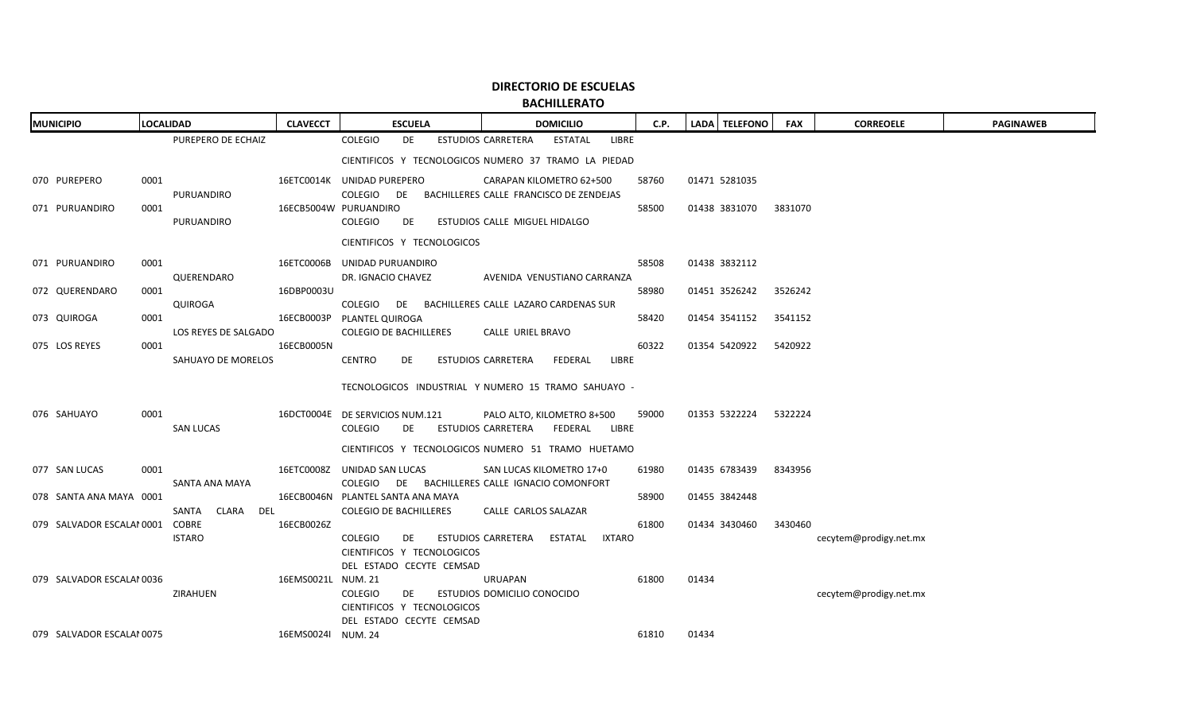# DIRECTORIO DE ESCUELAS

## BACHILLERATO

| MUNICIPIO | LOCALIDAD | | CLAVECCT | ESCUELA | DOMICILIO | C.P. | LADA | TELEFONO | FAX | CORREOELE | PAGINAWEB |
|---|---|---|---|---|---|---|---|---|---|---|---|
| 070 PUREPERO | 0001 | PUREPERO DE ECHAIZ | 16ETC0014K | COLEGIO DE ESTUDIOS CIENTIFICOS Y TECNOLOGICOS NUMERO 37 UNIDAD PUREPERO | CARRETERA ESTATAL LIBRE TRAMO LA PIEDAD CARAPAN KILOMETRO 62+500 | 58760 | 01471 | 5281035 | | | |
| 071 PURUANDIRO | 0001 | PURUANDIRO | 16ECB5004W | COLEGIO DE BACHILLERES PURUANDIRO | CALLE FRANCISCO DE ZENDEJAS | 58500 | 01438 | 3831070 | 3831070 | | |
| 071 PURUANDIRO | 0001 | PURUANDIRO | 16ETC0006B | COLEGIO DE ESTUDIOS CIENTIFICOS Y TECNOLOGICOS UNIDAD PURUANDIRO | CALLE MIGUEL HIDALGO | 58508 | 01438 | 3832112 | | | |
| 072 QUERENDARO | 0001 | QUERENDARO | 16DBP0003U | DR. IGNACIO CHAVEZ | AVENIDA VENUSTIANO CARRANZA | 58980 | 01451 | 3526242 | 3526242 | | |
| 073 QUIROGA | 0001 | QUIROGA | 16ECB0003P | COLEGIO DE BACHILLERES PLANTEL QUIROGA | CALLE LAZARO CARDENAS SUR | 58420 | 01454 | 3541152 | 3541152 | | |
| 075 LOS REYES | 0001 | LOS REYES DE SALGADO | 16ECB0005N | COLEGIO DE BACHILLERES | CALLE URIEL BRAVO | 60322 | 01354 | 5420922 | 5420922 | | |
| 076 SAHUAYO | 0001 | SAHUAYO DE MORELOS | 16DCT0004E | CENTRO DE ESTUDIOS TECNOLOGICOS INDUSTRIAL Y DE SERVICIOS NUM.121 | CARRETERA FEDERAL LIBRE NUMERO 15 TRAMO SAHUAYO - PALO ALTO, KILOMETRO 8+500 | 59000 | 01353 | 5322224 | 5322224 | | |
| 077 SAN LUCAS | 0001 | SAN LUCAS | 16ETC0008Z | COLEGIO DE ESTUDIOS CIENTIFICOS Y TECNOLOGICOS UNIDAD SAN LUCAS | CARRETERA FEDERAL LIBRE NUMERO 51 TRAMO HUETAMO SAN LUCAS KILOMETRO 17+0 | 61980 | 01435 | 6783439 | 8343956 | | |
| 078 SANTA ANA MAYA | 0001 | SANTA ANA MAYA | 16ECB0046N | COLEGIO DE BACHILLERES PLANTEL SANTA ANA MAYA | CALLE IGNACIO COMONFORT | 58900 | 01455 | 3842448 | | | |
| 079 SALVADOR ESCALAI | 0001 | SANTA CLARA DEL COBRE | 16ECB0026Z | COLEGIO DE BACHILLERES | CALLE CARLOS SALAZAR | 61800 | 01434 | 3430460 | 3430460 | | |
| 079 SALVADOR ESCALAI | 0036 | ISTARO | 16EMS0021L | COLEGIO DE ESTUDIOS CIENTIFICOS Y TECNOLOGICOS DEL ESTADO CECYTE CEMSAD NUM. 21 | CARRETERA ESTATAL IXTARO URUAPAN | 61800 | 01434 | | | cecytem@prodigy.net.mx | |
| 079 SALVADOR ESCALAI | 0075 | ZIRAHUEN | 16EMS0024I | COLEGIO DE ESTUDIOS CIENTIFICOS Y TECNOLOGICOS DEL ESTADO CECYTE CEMSAD NUM. 24 | DOMICILIO CONOCIDO | 61810 | 01434 | | | cecytem@prodigy.net.mx | |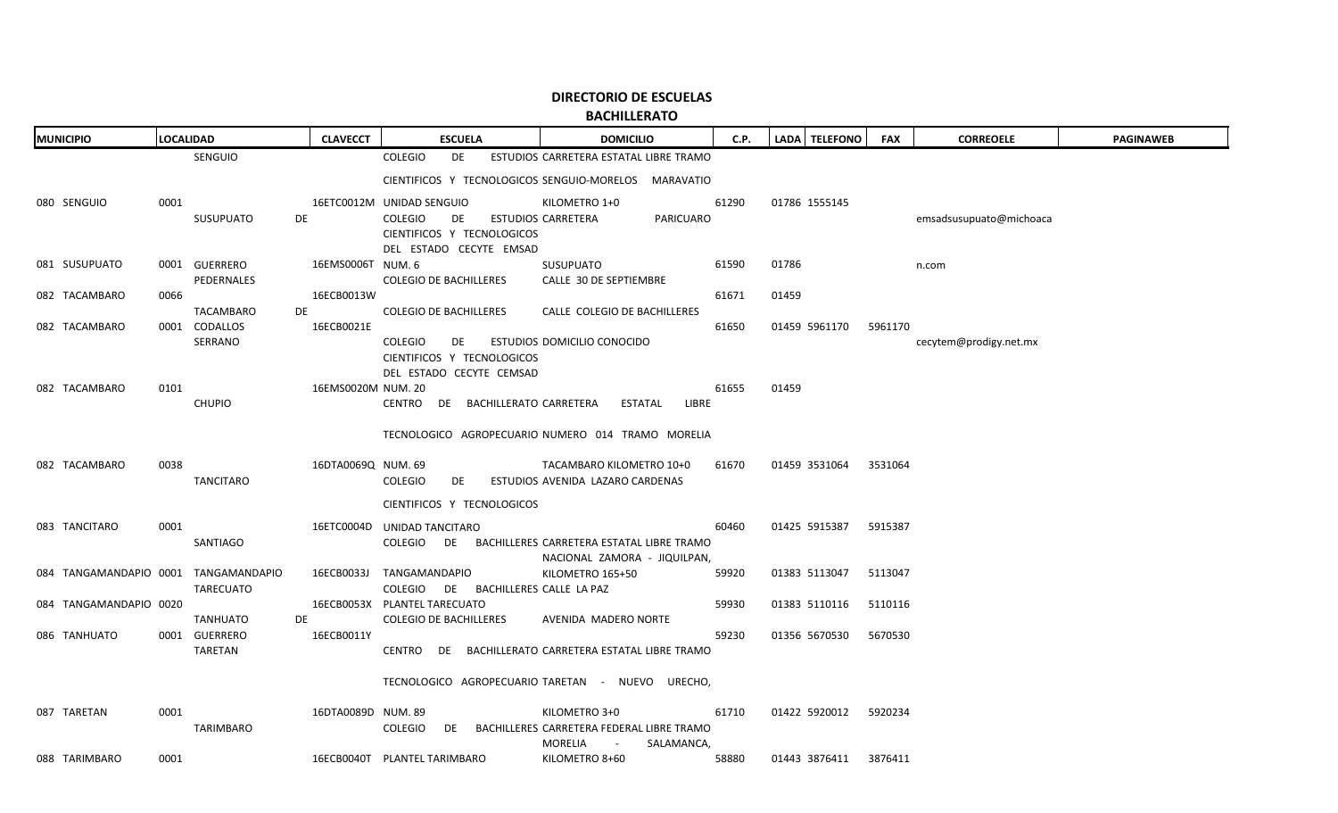# DIRECTORIO DE ESCUELAS

## BACHILLERATO

| MUNICIPIO | LOCALIDAD | CLAVECCT | ESCUELA | DOMICILIO | C.P. | LADA | TELEFONO | FAX | CORREOELE | PAGINAWEB |
|---|---|---|---|---|---|---|---|---|---|---|
| | SENGUIO | | COLEGIO DE ESTUDIOS | CARRETERA ESTATAL LIBRE TRAMO | | | | | | |
| | | | CIENTIFICOS Y TECNOLOGICOS | SENGUIO-MORELOS MARAVATIO | | | | | | |
| 080 SENGUIO | 0001 | 16ETC0012M | UNIDAD SENGUIO | KILOMETRO 1+0 | 61290 | 01786 | 1555145 | | | |
| | SUSUPUATO DE | | COLEGIO DE ESTUDIOS | CARRETERA PARICUARO | | | | | emsadsusupuato@michoaca | |
| | | | CIENTIFICOS Y TECNOLOGICOS | | | | | | | |
| | | | DEL ESTADO CECYTE EMSAD | | | | | | | |
| 081 SUSUPUATO | 0001 GUERRERO | 16EMS0006T | NUM. 6 | SUSUPUATO | 61590 | 01786 | | | n.com | |
| | PEDERNALES | | COLEGIO DE BACHILLERES | CALLE 30 DE SEPTIEMBRE | | | | | | |
| 082 TACAMBARO | 0066 | 16ECB0013W | | | 61671 | 01459 | | | | |
| | TACAMBARO DE | | COLEGIO DE BACHILLERES | CALLE COLEGIO DE BACHILLERES | | | | | | |
| 082 TACAMBARO | 0001 CODALLOS | 16ECB0021E | | | 61650 | 01459 | 5961170 | 5961170 | | |
| | SERRANO | | COLEGIO DE ESTUDIOS | DOMICILIO CONOCIDO | | | | | cecytem@prodigy.net.mx | |
| | | | CIENTIFICOS Y TECNOLOGICOS | | | | | | | |
| | | | DEL ESTADO CECYTE CEMSAD | | | | | | | |
| 082 TACAMBARO | 0101 | 16EMS0020M | NUM. 20 | | 61655 | 01459 | | | | |
| | CHUPIO | | CENTRO DE BACHILLERATO | CARRETERA ESTATAL LIBRE | | | | | | |
| | | | TECNOLOGICO AGROPECUARIO | NUMERO 014 TRAMO MORELIA | | | | | | |
| 082 TACAMBARO | 0038 | 16DTA0069Q | NUM. 69 | TACAMBARO KILOMETRO 10+0 | 61670 | 01459 | 3531064 | 3531064 | | |
| | TANCITARO | | COLEGIO DE ESTUDIOS | AVENIDA LAZARO CARDENAS | | | | | | |
| | | | CIENTIFICOS Y TECNOLOGICOS | | | | | | | |
| 083 TANCITARO | 0001 | 16ETC0004D | UNIDAD TANCITARO | | 60460 | 01425 | 5915387 | 5915387 | | |
| | SANTIAGO | | COLEGIO DE BACHILLERES | CARRETERA ESTATAL LIBRE TRAMO | | | | | | |
| | | | | NACIONAL ZAMORA - JIQUILPAN, | | | | | | |
| 084 TANGAMANDAPIO | 0001 TANGAMANDAPIO | 16ECB0033J | TANGAMANDAPIO | KILOMETRO 165+50 | 59920 | 01383 | 5113047 | 5113047 | | |
| | TARECUATO | | COLEGIO DE BACHILLERES | CALLE LA PAZ | | | | | | |
| 084 TANGAMANDAPIO | 0020 | 16ECB0053X | PLANTEL TARECUATO | | 59930 | 01383 | 5110116 | 5110116 | | |
| | TANHUATO DE | | COLEGIO DE BACHILLERES | AVENIDA MADERO NORTE | | | | | | |
| 086 TANHUATO | 0001 GUERRERO | 16ECB0011Y | | | 59230 | 01356 | 5670530 | 5670530 | | |
| | TARETAN | | CENTRO DE BACHILLERATO | CARRETERA ESTATAL LIBRE TRAMO | | | | | | |
| | | | TECNOLOGICO AGROPECUARIO | TARETAN - NUEVO URECHO, | | | | | | |
| 087 TARETAN | 0001 | 16DTA0089D | NUM. 89 | KILOMETRO 3+0 | 61710 | 01422 | 5920012 | 5920234 | | |
| | TARIMBARO | | COLEGIO DE BACHILLERES | CARRETERA FEDERAL LIBRE TRAMO | | | | | | |
| | | | | MORELIA - SALAMANCA, | | | | | | |
| 088 TARIMBARO | 0001 | 16ECB0040T | PLANTEL TARIMBARO | KILOMETRO 8+60 | 58880 | 01443 | 3876411 | 3876411 | | |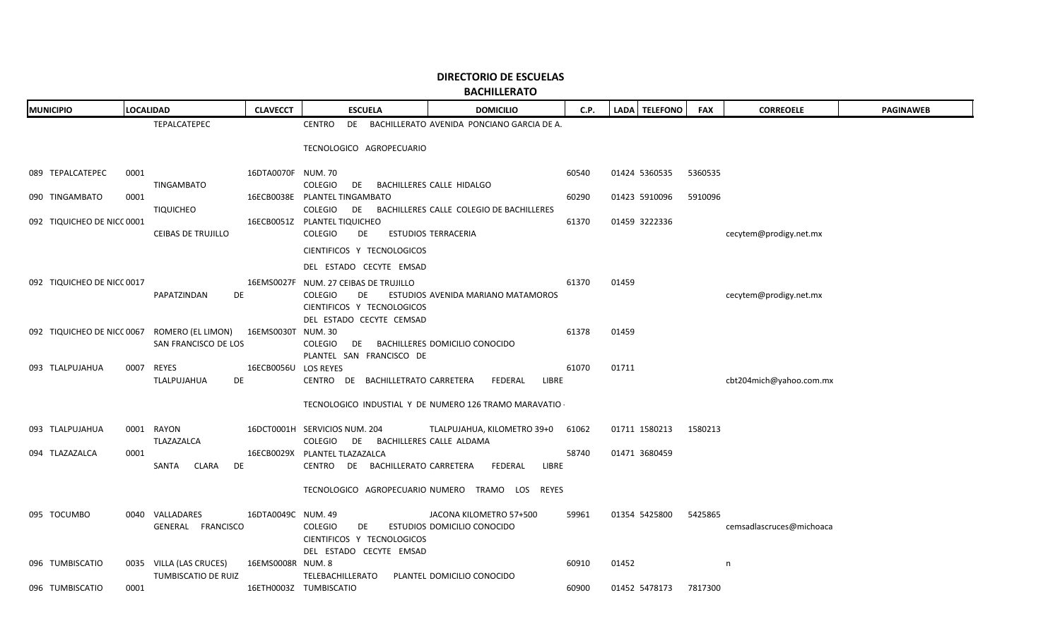# DIRECTORIO DE ESCUELAS

## BACHILLERATO

| MUNICIPIO | LOCALIDAD | | CLAVECCT | ESCUELA | DOMICILIO | C.P. | LADA | TELEFONO | FAX | CORREOELE | PAGINAWEB |
|---|---|---|---|---|---|---|---|---|---|---|---|
| | | TEPALCATEPEC | | CENTRO DE BACHILLERATO TECNOLOGICO AGROPECUARIO | AVENIDA PONCIANO GARCIA DE A. | | | | | | |
| 089 TEPALCATEPEC | 0001 | | 16DTA0070F | NUM. 70 | | 60540 | 01424 | 5360535 | 5360535 | | |
| | | TINGAMBATO | | COLEGIO DE BACHILLERES | CALLE HIDALGO | | | | | | |
| 090 TINGAMBATO | 0001 | | 16ECB0038E | PLANTEL TINGAMBATO | | 60290 | 01423 | 5910096 | 5910096 | | |
| | | TIQUICHEO | | COLEGIO DE BACHILLERES | CALLE COLEGIO DE BACHILLERES | | | | | | |
| 092 TIQUICHEO DE NICC | 0001 | | 16ECB0051Z | PLANTEL TIQUICHEO | | 61370 | 01459 | 3222336 | | | |
| | | CEIBAS DE TRUJILLO | | COLEGIO DE ESTUDIOS CIENTIFICOS Y TECNOLOGICOS DEL ESTADO CECYTE EMSAD | TERRACERIA | | | | | cecytem@prodigy.net.mx | |
| 092 TIQUICHEO DE NICC | 0017 | | 16EMS0027F | NUM. 27 CEIBAS DE TRUJILLO | | 61370 | 01459 | | | | |
| | | PAPATZINDAN DE | | COLEGIO DE ESTUDIOS CIENTIFICOS Y TECNOLOGICOS DEL ESTADO CECYTE CEMSAD | AVENIDA MARIANO MATAMOROS | | | | | cecytem@prodigy.net.mx | |
| 092 TIQUICHEO DE NICC | 0067 | ROMERO (EL LIMON) | 16EMS0030T | NUM. 30 | | 61378 | 01459 | | | | |
| | | SAN FRANCISCO DE LOS | | COLEGIO DE BACHILLERES PLANTEL SAN FRANCISCO DE | DOMICILIO CONOCIDO | | | | | | |
| 093 TLALPUJAHUA | 0007 | REYES | 16ECB0056U | LOS REYES | | 61070 | 01711 | | | | |
| | | TLALPUJAHUA DE | | CENTRO DE BACHILLETRATO TECNOLOGICO INDUSTIAL Y DE SERVICIOS NUM. 204 | CARRETERA FEDERAL LIBRE NUMERO 126 TRAMO MARAVATIO - TLALPUJAHUA, KILOMETRO 39+0 | | | | | cbt204mich@yahoo.com.mx | |
| 093 TLALPUJAHUA | 0001 | RAYON | 16DCT0001H | | | 61062 | 01711 | 1580213 | 1580213 | | |
| | | TLAZAZALCA | | COLEGIO DE BACHILLERES | CALLE ALDAMA | | | | | | |
| 094 TLAZAZALCA | 0001 | | 16ECB0029X | PLANTEL TLAZAZALCA | | 58740 | 01471 | 3680459 | | | |
| | | SANTA CLARA DE | | CENTRO DE BACHILLERATO TECNOLOGICO AGROPECUARIO NUM. 49 | CARRETERA FEDERAL LIBRE NUMERO TRAMO LOS REYES JACONA KILOMETRO 57+500 | | | | | | |
| 095 TOCUMBO | 0040 | VALLADARES | 16DTA0049C | | | 59961 | 01354 | 5425800 | 5425865 | | |
| | | GENERAL FRANCISCO | | COLEGIO DE ESTUDIOS CIENTIFICOS Y TECNOLOGICOS DEL ESTADO CECYTE EMSAD | DOMICILIO CONOCIDO | | | | | cemsadlascruces@michoaca | |
| 096 TUMBISCATIO | 0035 | VILLA (LAS CRUCES) | 16EMS0008R | NUM. 8 | | 60910 | 01452 | | | n | |
| | | TUMBISCATIO DE RUIZ | | TELEBACHILLERATO PLANTEL | DOMICILIO CONOCIDO | | | | | | |
| 096 TUMBISCATIO | 0001 | | 16ETH0003Z | TUMBISCATIO | | 60900 | 01452 | 5478173 | 7817300 | | |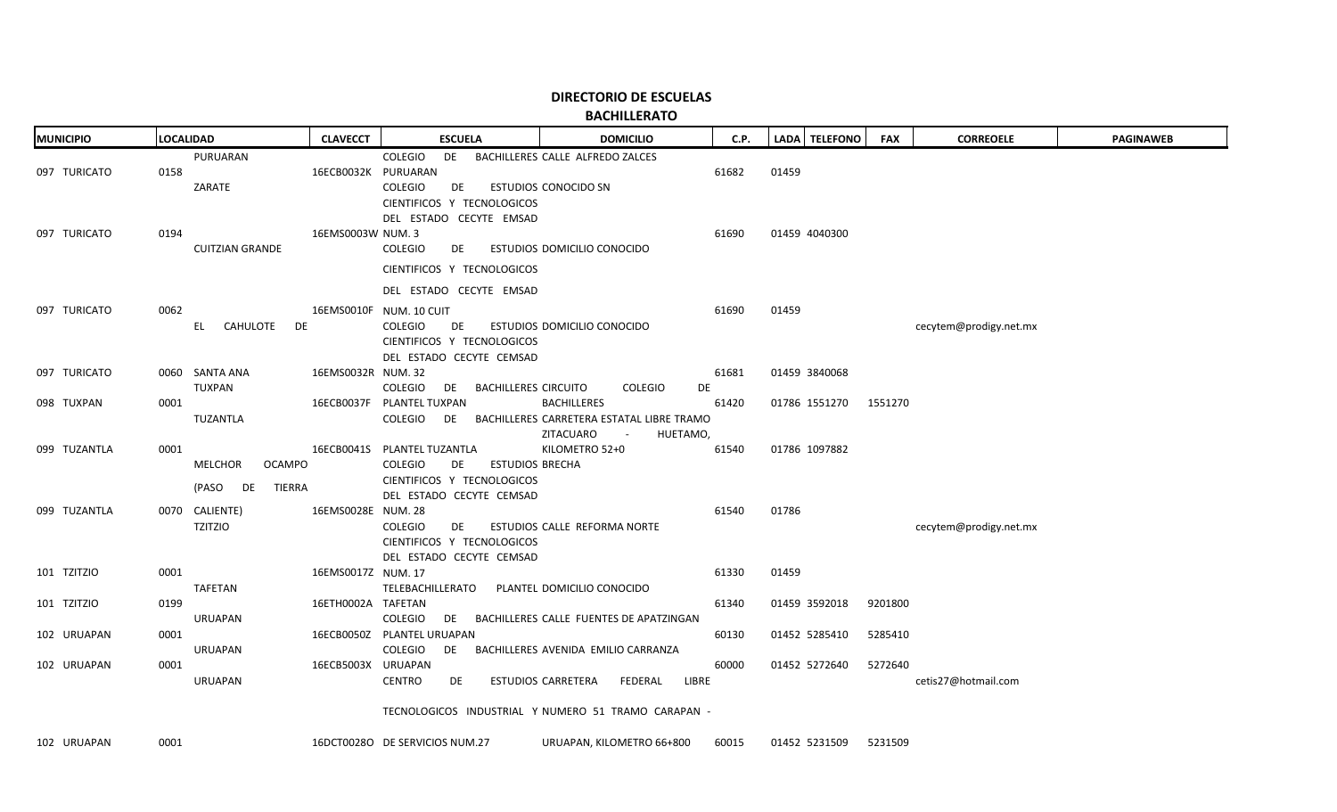# DIRECTORIO DE ESCUELAS

## BACHILLERATO

| MUNICIPIO | LOCALIDAD | | CLAVECCT | ESCUELA | DOMICILIO | C.P. | LADA | TELEFONO | FAX | CORREOELE | PAGINAWEB |
|---|---|---|---|---|---|---|---|---|---|---|---|
| 097 TURICATO | 0158 | PURUARAN | 16ECB0032K | COLEGIO DE BACHILLERES PURUARAN | CALLE ALFREDO ZALCES | 61682 | 01459 | | | | |
| 097 TURICATO | 0194 | ZARATE | 16EMS0003W | COLEGIO DE ESTUDIOS CIENTIFICOS Y TECNOLOGICOS DEL ESTADO CECYTE EMSAD NUM. 3 | CONOCIDO SN | 61690 | 01459 | 4040300 | | | |
| 097 TURICATO | 0062 | CUITZIAN GRANDE | 16EMS0010F | COLEGIO DE ESTUDIOS CIENTIFICOS Y TECNOLOGICOS DEL ESTADO CECYTE EMSAD NUM. 10 CUIT | DOMICILIO CONOCIDO | 61690 | 01459 | | | | |
| 097 TURICATO | 0060 | EL CAHULOTE DE SANTA ANA | 16EMS0032R | COLEGIO DE ESTUDIOS CIENTIFICOS Y TECNOLOGICOS DEL ESTADO CEMSAD NUM. 32 | DOMICILIO CONOCIDO | 61681 | 01459 | 3840068 | | cecytem@prodigy.net.mx | |
| 098 TUXPAN | 0001 | TUXPAN | 16ECB0037F | COLEGIO DE BACHILLERES PLANTEL TUXPAN | CIRCUITO COLEGIO DE BACHILLERES | 61420 | 01786 | 1551270 | 1551270 | | |
| 099 TUZANTLA | 0001 | TUZANTLA | 16ECB0041S | COLEGIO DE BACHILLERES PLANTEL TUZANTLA | CARRETERA ESTATAL LIBRE TRAMO ZITACUARO - HUETAMO, KILOMETRO 52+0 | 61540 | 01786 | 1097882 | | | |
| 099 TUZANTLA | 0070 | MELCHOR OCAMPO (PASO DE TIERRA CALIENTE) | 16EMS0028E | COLEGIO DE ESTUDIOS CIENTIFICOS Y TECNOLOGICOS DEL ESTADO CEMSAD NUM. 28 | BRECHA | 61540 | 01786 | | | | |
| 101 TZITZIO | 0001 | TZITZIO | 16EMS0017Z | COLEGIO DE ESTUDIOS CIENTIFICOS Y TECNOLOGICOS DEL ESTADO CEMSAD NUM. 17 | CALLE REFORMA NORTE | 61330 | 01459 | | | cecytem@prodigy.net.mx | |
| 101 TZITZIO | 0199 | TAFETAN | 16ETH0002A | TELEBACHILLERATO PLANTEL TAFETAN | DOMICILIO CONOCIDO | 61340 | 01459 | 3592018 | 9201800 | | |
| 102 URUAPAN | 0001 | URUAPAN | 16ECB0050Z | COLEGIO DE BACHILLERES PLANTEL URUAPAN | CALLE FUENTES DE APATZINGAN | 60130 | 01452 | 5285410 | 5285410 | | |
| 102 URUAPAN | 0001 | URUAPAN | 16ECB5003X | COLEGIO DE BACHILLERES URUAPAN | AVENIDA EMILIO CARRANZA | 60000 | 01452 | 5272640 | 5272640 | | |
| 102 URUAPAN | 0001 | URUAPAN | 16DCT0028O | CENTRO DE ESTUDIOS TECNOLOGICOS INDUSTRIAL Y DE SERVICIOS NUM.27 | CARRETERA FEDERAL LIBRE NUMERO 51 TRAMO CARAPAN - URUAPAN, KILOMETRO 66+800 | 60015 | 01452 | 5231509 | 5231509 | cetis27@hotmail.com | |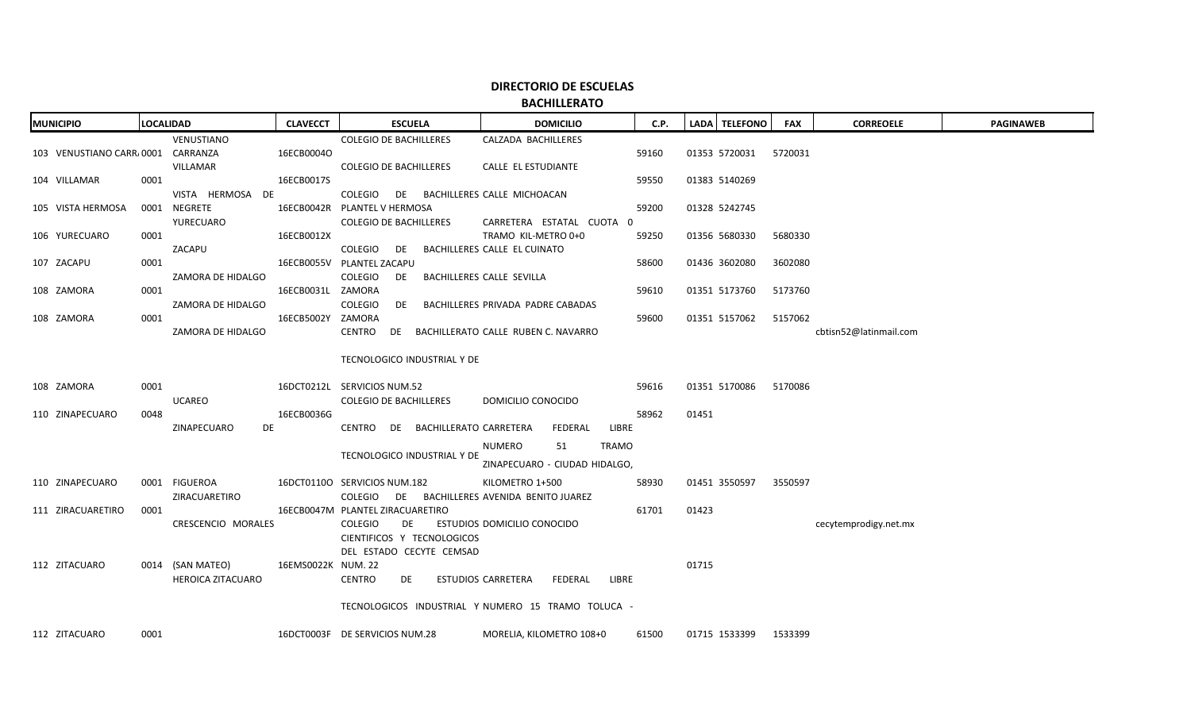# DIRECTORIO DE ESCUELAS

## BACHILLERATO

| MUNICIPIO | LOCALIDAD | | CLAVECCT | ESCUELA | DOMICILIO | C.P. | LADA | TELEFONO | FAX | CORREOELE | PAGINAWEB |
|---|---|---|---|---|---|---|---|---|---|---|---|
| 103 VENUSTIANO CARR. | 0001 | VENUSTIANO CARRANZA | 16ECB0004O | COLEGIO DE BACHILLERES | CALZADA BACHILLERES | 59160 | 01353 | 5720031 | 5720031 | | |
| 104 VILLAMAR | 0001 | VILLAMAR | 16ECB0017S | COLEGIO DE BACHILLERES | CALLE EL ESTUDIANTE | 59550 | 01383 | 5140269 | | | |
| 105 VISTA HERMOSA | 0001 | VISTA HERMOSA DE NEGRETE | 16ECB0042R | COLEGIO DE BACHILLERES PLANTEL V HERMOSA | CALLE MICHOACAN | 59200 | 01328 | 5242745 | | | |
| 106 YURECUARO | 0001 | YURECUARO | 16ECB0012X | COLEGIO DE BACHILLERES | CARRETERA ESTATAL CUOTA 0 TRAMO KIL-METRO 0+0 | 59250 | 01356 | 5680330 | 5680330 | | |
| 107 ZACAPU | 0001 | ZACAPU | 16ECB0055V | COLEGIO DE BACHILLERES PLANTEL ZACAPU | CALLE EL CUINATO | 58600 | 01436 | 3602080 | 3602080 | | |
| 108 ZAMORA | 0001 | ZAMORA DE HIDALGO | 16ECB0031L | COLEGIO DE BACHILLERES ZAMORA | CALLE SEVILLA | 59610 | 01351 | 5173760 | 5173760 | | |
| 108 ZAMORA | 0001 | ZAMORA DE HIDALGO | 16ECB5002Y | COLEGIO DE BACHILLERES ZAMORA | PRIVADA PADRE CABADAS | 59600 | 01351 | 5157062 | 5157062 | | |
| 108 ZAMORA | 0001 | ZAMORA DE HIDALGO | 16DCT0212L | CENTRO DE BACHILLERATO TECNOLOGICO INDUSTRIAL Y DE SERVICIOS NUM.52 | CALLE RUBEN C. NAVARRO | 59616 | 01351 | 5170086 | 5170086 | cbtisn52@latinmail.com | |
| 110 ZINAPECUARO | 0048 | UCAREO | 16ECB0036G | COLEGIO DE BACHILLERES | DOMICILIO CONOCIDO | 58962 | 01451 | | | | |
| 110 ZINAPECUARO | 0001 | ZINAPECUARO DE FIGUEROA | 16DCT0110O | CENTRO DE BACHILLERATO TECNOLOGICO INDUSTRIAL Y DE SERVICIOS NUM.182 | CARRETERA FEDERAL LIBRE NUMERO 51 TRAMO ZINAPECUARO - CIUDAD HIDALGO, KILOMETRO 1+500 | 58930 | 01451 | 3550597 | 3550597 | | |
| 111 ZIRACUARETIRO | 0001 | ZIRACUARETIRO | 16ECB0047M | COLEGIO DE BACHILLERES PLANTEL ZIRACUARETIRO | AVENIDA BENITO JUAREZ | 61701 | 01423 | | | | |
| 112 ZITACUARO | 0014 | CRESCENCIO MORALES (SAN MATEO) | 16EMS0022K | COLEGIO DE ESTUDIOS CIENTIFICOS Y TECNOLOGICOS DEL ESTADO CECYTE CEMSAD NUM. 22 | DOMICILIO CONOCIDO | | 01715 | | | cecytemprodigy.net.mx | |
| 112 ZITACUARO | 0001 | HEROICA ZITACUARO | 16DCT0003F | CENTRO DE ESTUDIOS TECNOLOGICOS INDUSTRIAL Y DE SERVICIOS NUM.28 | CARRETERA FEDERAL LIBRE NUMERO 15 TRAMO TOLUCA - MORELIA, KILOMETRO 108+0 | 61500 | 01715 | 1533399 | 1533399 | | |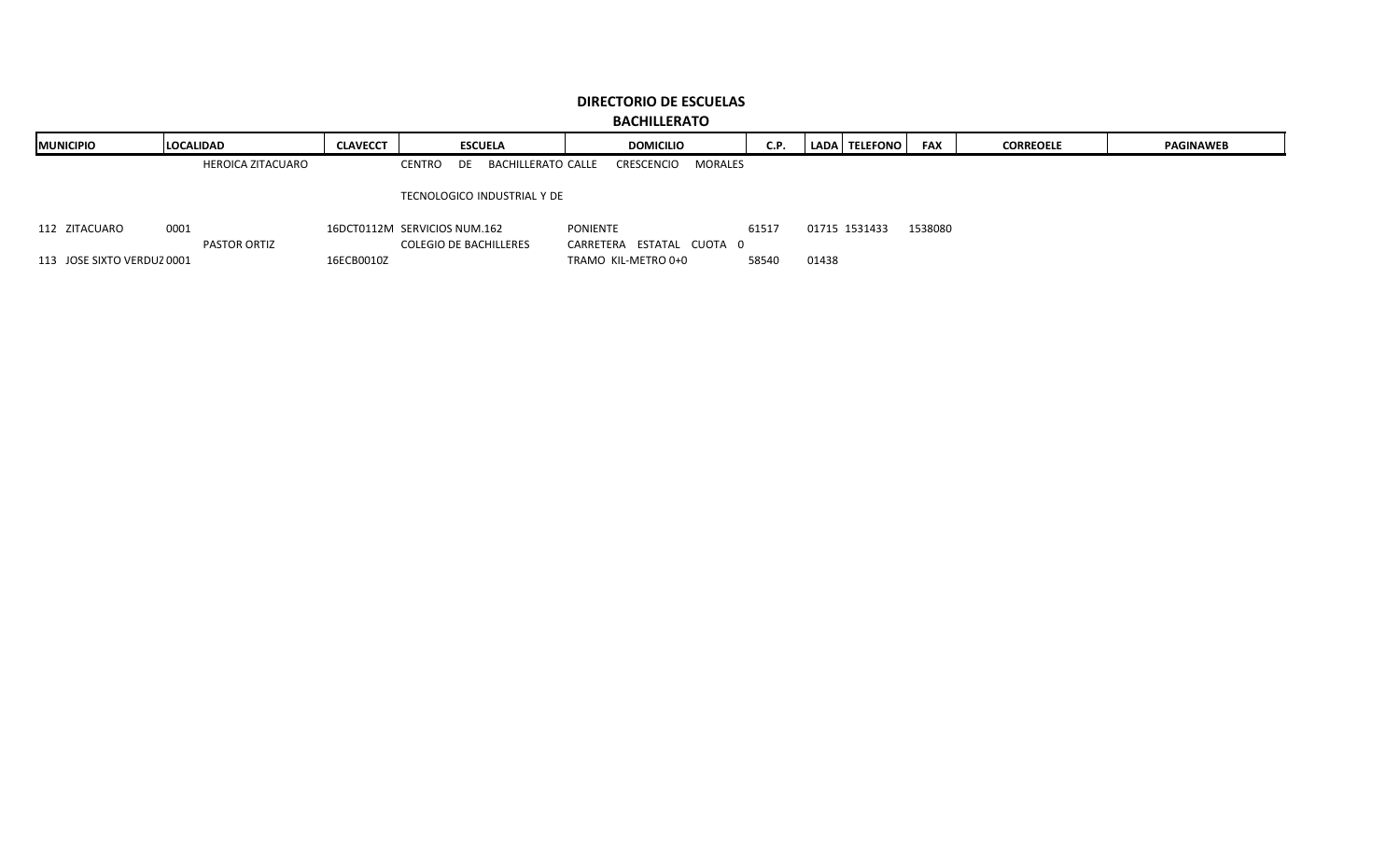# DIRECTORIO DE ESCUELAS

## BACHILLERATO

| MUNICIPIO | LOCALIDAD | CLAVECCT | ESCUELA | DOMICILIO | C.P. | LADA | TELEFONO | FAX | CORREOELE | PAGINAWEB |
|---|---|---|---|---|---|---|---|---|---|---|
| 112 ZITACUARO | 0001 HEROICA ZITACUARO | 16DCT0112M | CENTRO DE BACHILLERATO TECNOLOGICO INDUSTRIAL Y DE SERVICIOS NUM.162 | CALLE CRESCENCIO MORALES PONIENTE | 61517 | 01715 | 1531433 | 1538080 | | |
| 113 JOSE SIXTO VERDUZ | 0001 PASTOR ORTIZ | 16ECB0010Z | COLEGIO DE BACHILLERES | CARRETERA ESTATAL CUOTA 0 TRAMO KIL-METRO 0+0 | 58540 | 01438 | | | | |